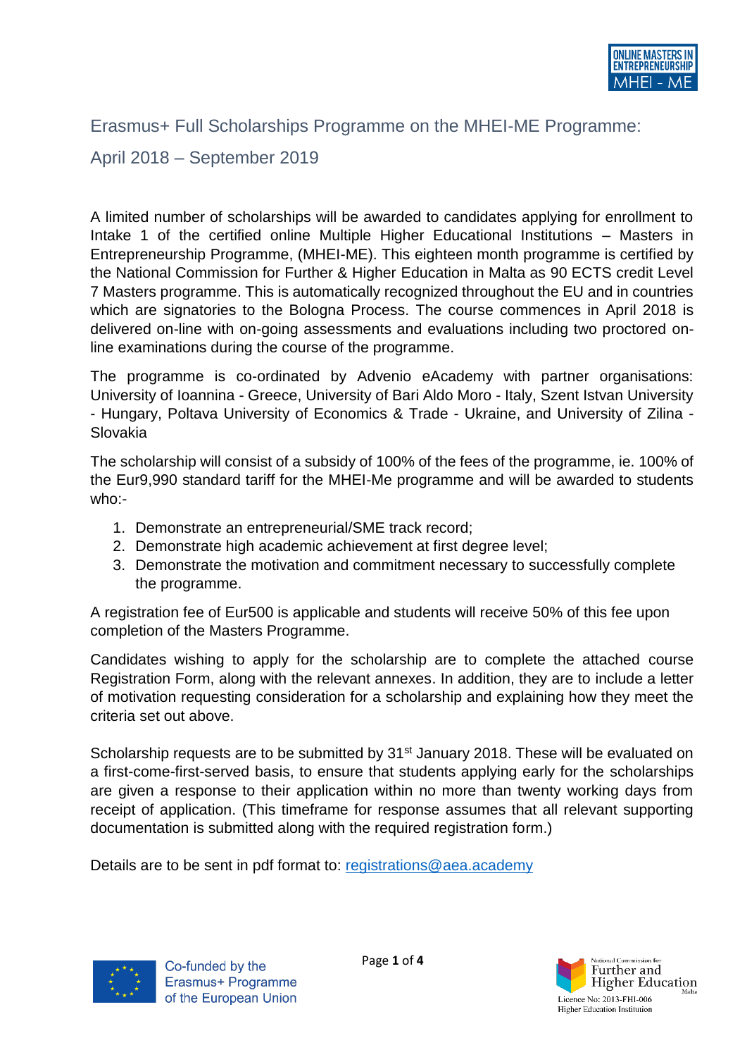# Erasmus+ Full Scholarships Programme on the MHEI-ME Programme:

## April 2018 – September 2019

A limited number of scholarships will be awarded to candidates applying for enrollment to Intake 1 of the certified online Multiple Higher Educational Institutions – Masters in Entrepreneurship Programme, (MHEI-ME). This eighteen month programme is certified by the National Commission for Further & Higher Education in Malta as 90 ECTS credit Level 7 Masters programme. This is automatically recognized throughout the EU and in countries which are signatories to the Bologna Process. The course commences in April 2018 is delivered on-line with on-going assessments and evaluations including two proctored on-line examinations during the course of the programme.

The programme is co-ordinated by Advenio eAcademy with partner organisations: University of Ioannina - Greece, University of Bari Aldo Moro - Italy, Szent Istvan University - Hungary, Poltava University of Economics & Trade - Ukraine, and University of Zilina - Slovakia

The scholarship will consist of a subsidy of 100% of the fees of the programme, ie. 100% of the Eur9,990 standard tariff for the MHEI-Me programme and will be awarded to students who:-

1. Demonstrate an entrepreneurial/SME track record;
2. Demonstrate high academic achievement at first degree level;
3. Demonstrate the motivation and commitment necessary to successfully complete the programme.

A registration fee of Eur500 is applicable and students will receive 50% of this fee upon completion of the Masters Programme.

Candidates wishing to apply for the scholarship are to complete the attached course Registration Form, along with the relevant annexes. In addition, they are to include a letter of motivation requesting consideration for a scholarship and explaining how they meet the criteria set out above.

Scholarship requests are to be submitted by 31st January 2018. These will be evaluated on a first-come-first-served basis, to ensure that students applying early for the scholarships are given a response to their application within no more than twenty working days from receipt of application. (This timeframe for response assumes that all relevant supporting documentation is submitted along with the required registration form.)

Details are to be sent in pdf format to: registrations@aea.academy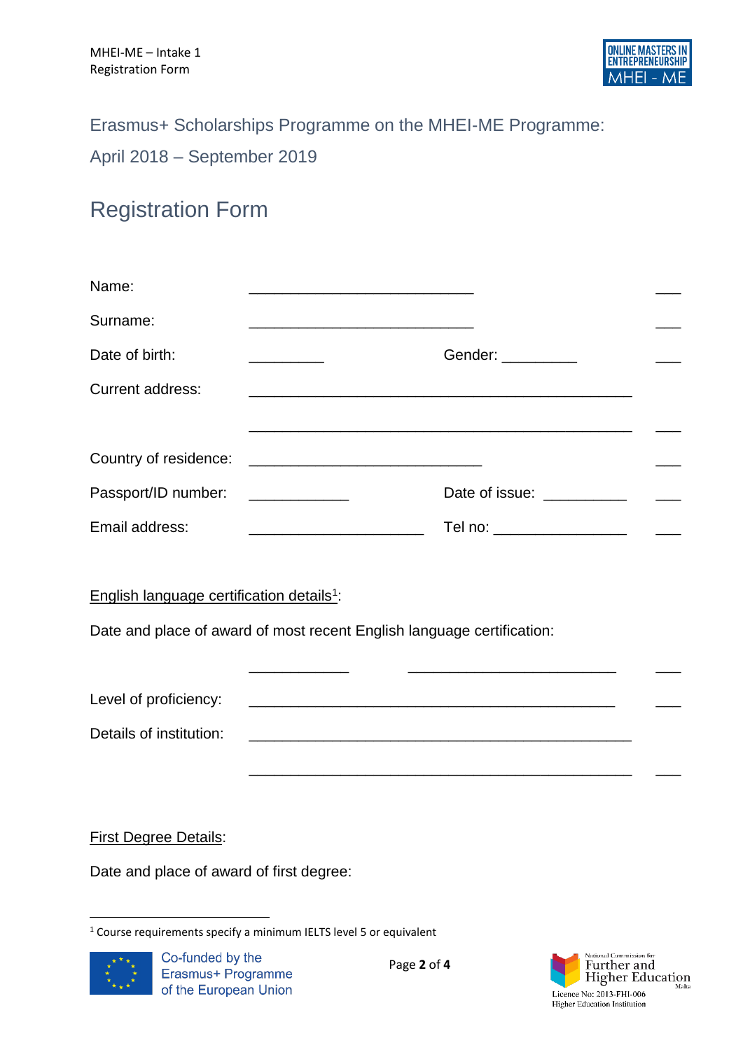Erasmus+ Scholarships Programme on the MHEI-ME Programme:

April 2018 – September 2019

# Registration Form

Name: ___________________________

Surname: ___________________________

Date of birth: _________ Gender: _________

Current address: ______________________________________________

______________________________________________

Country of residence: ____________________________

Passport/ID number: ____________ Date of issue: __________

Email address: _____________________ Tel no: ________________

English language certification details[1]:

Date and place of award of most recent English language certification:

____________ _________________________

Level of proficiency: ____________________________________________

Details of institution: ______________________________________________

______________________________________________

First Degree Details:

Date and place of award of first degree:

[1] Course requirements specify a minimum IELTS level 5 or equivalent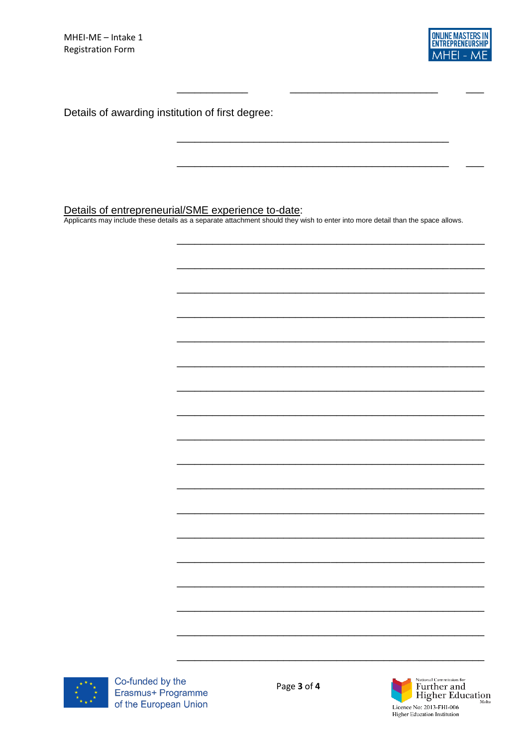______________ __________________________ ___

Details of awarding institution of first degree:

_______________________________________________

_______________________________________________ ___

<u>Details of entrepreneurial/SME experience to-date</u>:

Applicants may include these details as a separate attachment should they wish to enter into more detail than the space allows.

_____________________________________________________

_____________________________________________________

_____________________________________________________

_____________________________________________________

_____________________________________________________

_____________________________________________________

_____________________________________________________

_____________________________________________________

_____________________________________________________

_____________________________________________________

_____________________________________________________

_____________________________________________________

_____________________________________________________

_____________________________________________________

_____________________________________________________

_____________________________________________________

_____________________________________________________

_____________________________________________________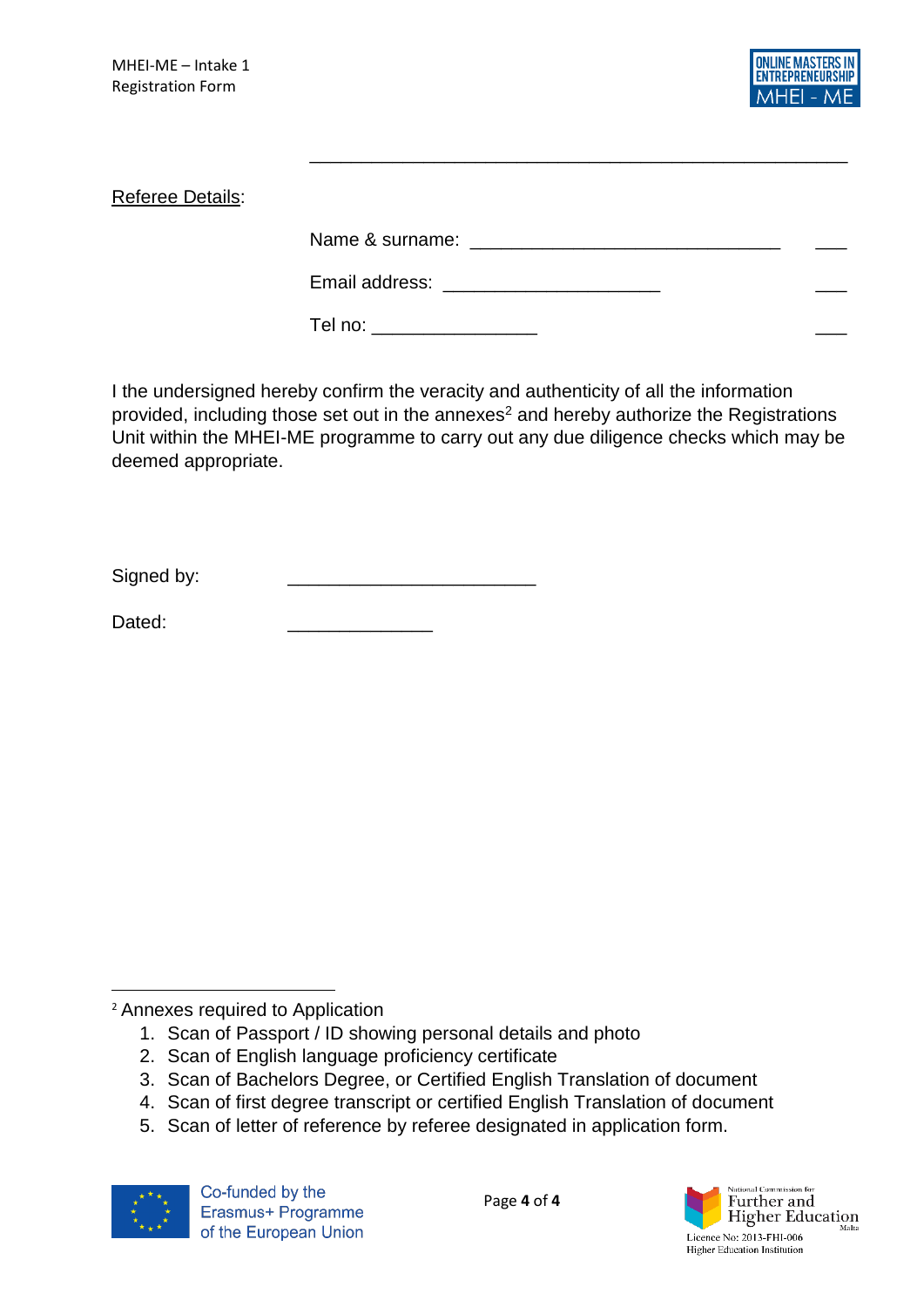\_\_\_\_\_\_\_\_\_\_\_\_\_\_\_\_\_\_\_\_\_\_\_\_\_\_\_\_\_\_\_\_\_\_\_\_\_\_\_\_\_\_\_\_\_\_\_\_\_\_\_\_

Referee Details:

Name & surname: \_\_\_\_\_\_\_\_\_\_\_\_\_\_\_\_\_\_\_\_\_\_\_\_\_\_\_\_\_\_ \_\_\_

Email address: \_\_\_\_\_\_\_\_\_\_\_\_\_\_\_\_\_\_\_\_\_ \_\_\_

Tel no: \_\_\_\_\_\_\_\_\_\_\_\_\_\_\_\_ \_\_\_

I the undersigned hereby confirm the veracity and authenticity of all the information provided, including those set out in the annexes[2] and hereby authorize the Registrations Unit within the MHEI-ME programme to carry out any due diligence checks which may be deemed appropriate.

Signed by: \_\_\_\_\_\_\_\_\_\_\_\_\_\_\_\_\_\_\_\_\_\_\_\_

Dated: \_\_\_\_\_\_\_\_\_\_\_\_\_\_

---

[2] Annexes required to Application

1. Scan of Passport / ID showing personal details and photo
2. Scan of English language proficiency certificate
3. Scan of Bachelors Degree, or Certified English Translation of document
4. Scan of first degree transcript or certified English Translation of document
5. Scan of letter of reference by referee designated in application form.